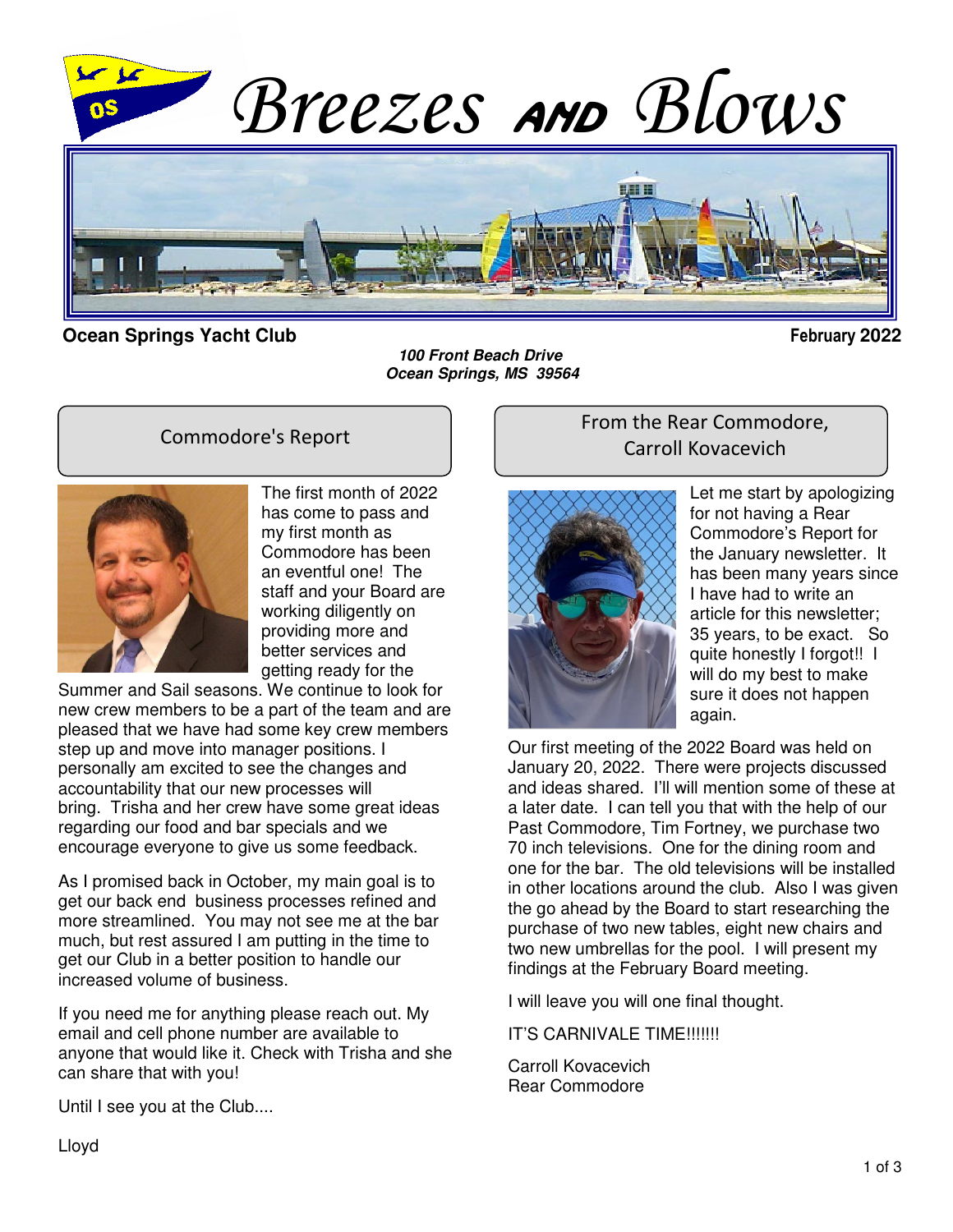# Breezes AND Blows

**Ocean Springs Yacht Club** **February 2022**

***100 Front Beach Drive***
***Ocean Springs, MS 39564***

## Commodore's Report

The first month of 2022 has come to pass and my first month as Commodore has been an eventful one! The staff and your Board are working diligently on providing more and better services and getting ready for the Summer and Sail seasons. We continue to look for new crew members to be a part of the team and are pleased that we have had some key crew members step up and move into manager positions. I personally am excited to see the changes and accountability that our new processes will bring. Trisha and her crew have some great ideas regarding our food and bar specials and we encourage everyone to give us some feedback.

As I promised back in October, my main goal is to get our back end business processes refined and more streamlined. You may not see me at the bar much, but rest assured I am putting in the time to get our Club in a better position to handle our increased volume of business.

If you need me for anything please reach out. My email and cell phone number are available to anyone that would like it. Check with Trisha and she can share that with you!

Until I see you at the Club....

Lloyd

## From the Rear Commodore, Carroll Kovacevich

Let me start by apologizing for not having a Rear Commodore's Report for the January newsletter. It has been many years since I have had to write an article for this newsletter; 35 years, to be exact. So quite honestly I forgot!! I will do my best to make sure it does not happen again.

Our first meeting of the 2022 Board was held on January 20, 2022. There were projects discussed and ideas shared. I'll will mention some of these at a later date. I can tell you that with the help of our Past Commodore, Tim Fortney, we purchase two 70 inch televisions. One for the dining room and one for the bar. The old televisions will be installed in other locations around the club. Also I was given the go ahead by the Board to start researching the purchase of two new tables, eight new chairs and two new umbrellas for the pool. I will present my findings at the February Board meeting.

I will leave you will one final thought.

IT'S CARNIVALE TIME!!!!!!!

Carroll Kovacevich
Rear Commodore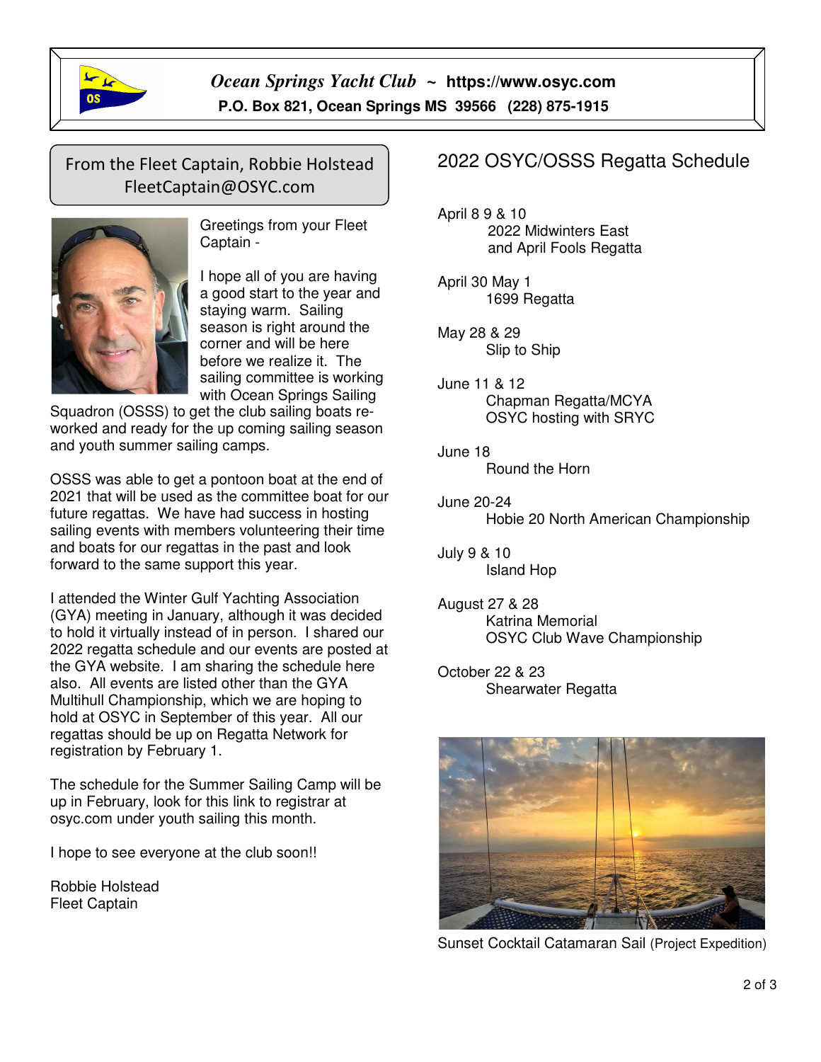Ocean Springs Yacht Club ~ https://www.osyc.com
P.O. Box 821, Ocean Springs MS 39566 (228) 875-1915

## From the Fleet Captain, Robbie Holstead
FleetCaptain@OSYC.com

Greetings from your Fleet Captain -

I hope all of you are having a good start to the year and staying warm. Sailing season is right around the corner and will be here before we realize it. The sailing committee is working with Ocean Springs Sailing Squadron (OSSS) to get the club sailing boats re-worked and ready for the up coming sailing season and youth summer sailing camps.

OSSS was able to get a pontoon boat at the end of 2021 that will be used as the committee boat for our future regattas. We have had success in hosting sailing events with members volunteering their time and boats for our regattas in the past and look forward to the same support this year.

I attended the Winter Gulf Yachting Association (GYA) meeting in January, although it was decided to hold it virtually instead of in person. I shared our 2022 regatta schedule and our events are posted at the GYA website. I am sharing the schedule here also. All events are listed other than the GYA Multihull Championship, which we are hoping to hold at OSYC in September of this year. All our regattas should be up on Regatta Network for registration by February 1.

The schedule for the Summer Sailing Camp will be up in February, look for this link to registrar at osyc.com under youth sailing this month.

I hope to see everyone at the club soon!!

Robbie Holstead
Fleet Captain

## 2022 OSYC/OSSS Regatta Schedule

April 8 9 & 10
2022 Midwinters East
and April Fools Regatta

April 30 May 1
1699 Regatta

May 28 & 29
Slip to Ship

June 11 & 12
Chapman Regatta/MCYA
OSYC hosting with SRYC

June 18
Round the Horn

June 20-24
Hobie 20 North American Championship

July 9 & 10
Island Hop

August 27 & 28
Katrina Memorial
OSYC Club Wave Championship

October 22 & 23
Shearwater Regatta

Sunset Cocktail Catamaran Sail (Project Expedition)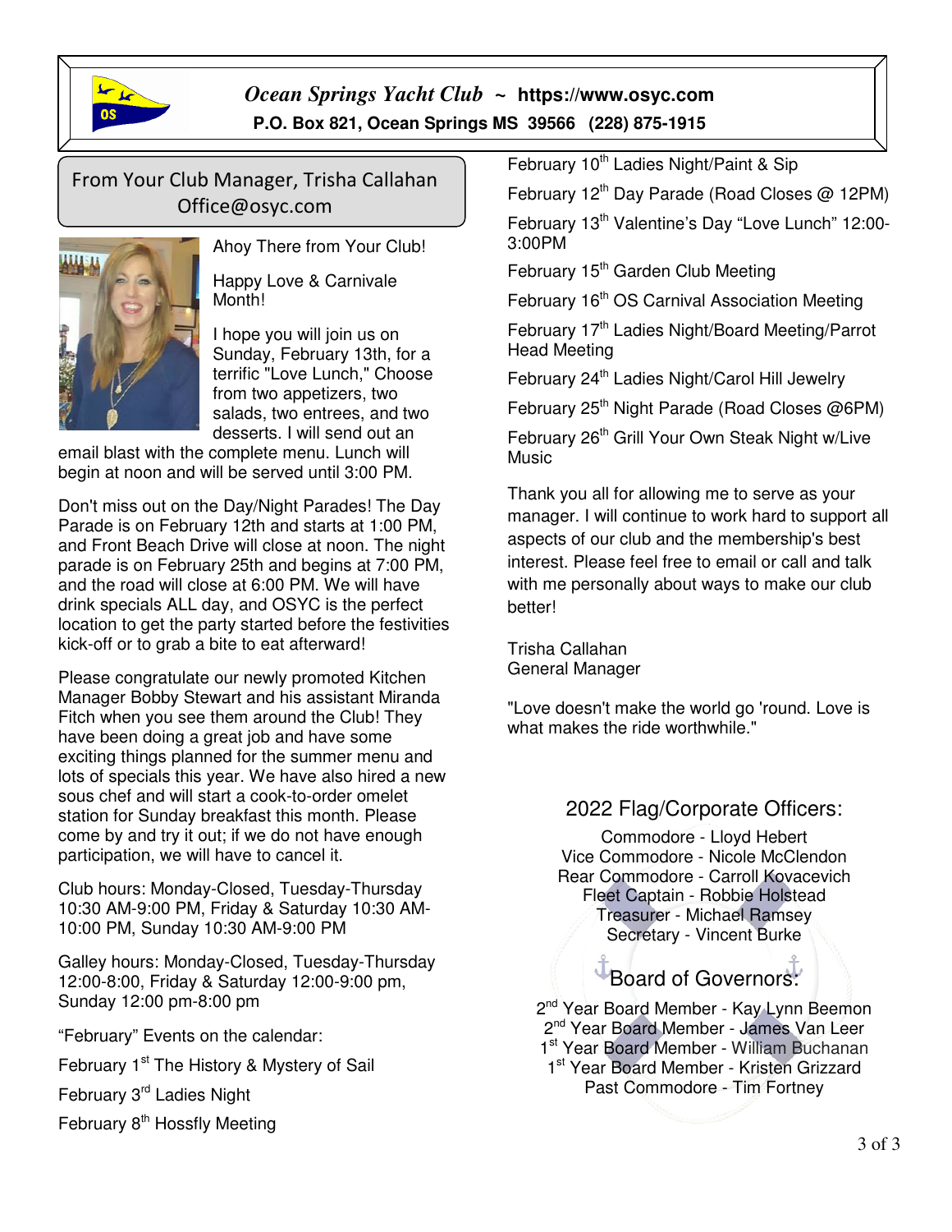***Ocean Springs Yacht Club*** ~ **https://www.osyc.com**

**P.O. Box 821, Ocean Springs MS 39566 (228) 875-1915**

## From Your Club Manager, Trisha Callahan
Office@osyc.com

Ahoy There from Your Club!

Happy Love & Carnivale Month!

I hope you will join us on Sunday, February 13th, for a terrific "Love Lunch," Choose from two appetizers, two salads, two entrees, and two desserts. I will send out an email blast with the complete menu. Lunch will begin at noon and will be served until 3:00 PM.

Don't miss out on the Day/Night Parades! The Day Parade is on February 12th and starts at 1:00 PM, and Front Beach Drive will close at noon. The night parade is on February 25th and begins at 7:00 PM, and the road will close at 6:00 PM. We will have drink specials ALL day, and OSYC is the perfect location to get the party started before the festivities kick-off or to grab a bite to eat afterward!

Please congratulate our newly promoted Kitchen Manager Bobby Stewart and his assistant Miranda Fitch when you see them around the Club! They have been doing a great job and have some exciting things planned for the summer menu and lots of specials this year. We have also hired a new sous chef and will start a cook-to-order omelet station for Sunday breakfast this month. Please come by and try it out; if we do not have enough participation, we will have to cancel it.

Club hours: Monday-Closed, Tuesday-Thursday 10:30 AM-9:00 PM, Friday & Saturday 10:30 AM-10:00 PM, Sunday 10:30 AM-9:00 PM

Galley hours: Monday-Closed, Tuesday-Thursday 12:00-8:00, Friday & Saturday 12:00-9:00 pm, Sunday 12:00 pm-8:00 pm

"February" Events on the calendar:

February 1st The History & Mystery of Sail

February 3rd Ladies Night

February 8th Hossfly Meeting

February 10th Ladies Night/Paint & Sip

February 12th Day Parade (Road Closes @ 12PM)

February 13th Valentine's Day "Love Lunch" 12:00-3:00PM

February 15th Garden Club Meeting

February 16th OS Carnival Association Meeting

February 17th Ladies Night/Board Meeting/Parrot Head Meeting

February 24th Ladies Night/Carol Hill Jewelry

February 25th Night Parade (Road Closes @6PM)

February 26th Grill Your Own Steak Night w/Live Music

Thank you all for allowing me to serve as your manager. I will continue to work hard to support all aspects of our club and the membership's best interest. Please feel free to email or call and talk with me personally about ways to make our club better!

Trisha Callahan
General Manager

"Love doesn't make the world go 'round. Love is what makes the ride worthwhile."

### 2022 Flag/Corporate Officers:

Commodore - Lloyd Hebert
Vice Commodore - Nicole McClendon
Rear Commodore - Carroll Kovacevich
Fleet Captain - Robbie Holstead
Treasurer - Michael Ramsey
Secretary - Vincent Burke

### Board of Governors:

2nd Year Board Member - Kay Lynn Beemon
2nd Year Board Member - James Van Leer
1st Year Board Member - William Buchanan
1st Year Board Member - Kristen Grizzard
Past Commodore - Tim Fortney